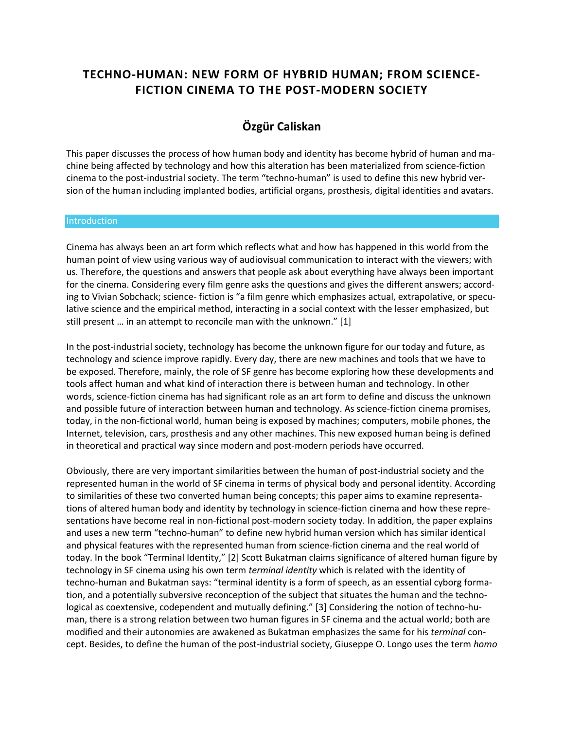# TECHNO-HUMAN: NEW FORM OF HYBRID HUMAN; FROM SCIENCE-FICTION CINEMA TO THE POST-MODERN SOCIETY

## Özgür Caliskan

This paper discusses the process of how human body and identity has become hybrid of human and machine being affected by technology and how this alteration has been materialized from science-fiction cinema to the post-industrial society. The term "techno-human" is used to define this new hybrid version of the human including implanted bodies, artificial organs, prosthesis, digital identities and avatars.

## Introduction

Cinema has always been an art form which reflects what and how has happened in this world from the human point of view using various way of audiovisual communication to interact with the viewers; with us. Therefore, the questions and answers that people ask about everything have always been important for the cinema. Considering every film genre asks the questions and gives the different answers; according to Vivian Sobchack; science- fiction is "a film genre which emphasizes actual, extrapolative, or speculative science and the empirical method, interacting in a social context with the lesser emphasized, but still present … in an attempt to reconcile man with the unknown." [1]

In the post-industrial society, technology has become the unknown figure for our today and future, as technology and science improve rapidly. Every day, there are new machines and tools that we have to be exposed. Therefore, mainly, the role of SF genre has become exploring how these developments and tools affect human and what kind of interaction there is between human and technology. In other words, science-fiction cinema has had significant role as an art form to define and discuss the unknown and possible future of interaction between human and technology. As science-fiction cinema promises, today, in the non-fictional world, human being is exposed by machines; computers, mobile phones, the Internet, television, cars, prosthesis and any other machines. This new exposed human being is defined in theoretical and practical way since modern and post-modern periods have occurred.

Obviously, there are very important similarities between the human of post-industrial society and the represented human in the world of SF cinema in terms of physical body and personal identity. According to similarities of these two converted human being concepts; this paper aims to examine representations of altered human body and identity by technology in science-fiction cinema and how these representations have become real in non-fictional post-modern society today. In addition, the paper explains and uses a new term "techno-human" to define new hybrid human version which has similar identical and physical features with the represented human from science-fiction cinema and the real world of today. In the book "Terminal Identity," [2] Scott Bukatman claims significance of altered human figure by technology in SF cinema using his own term *terminal identity* which is related with the identity of techno-human and Bukatman says: "terminal identity is a form of speech, as an essential cyborg formation, and a potentially subversive reconception of the subject that situates the human and the technological as coextensive, codependent and mutually defining." [3] Considering the notion of techno-human, there is a strong relation between two human figures in SF cinema and the actual world; both are modified and their autonomies are awakened as Bukatman emphasizes the same for his *terminal* concept. Besides, to define the human of the post-industrial society, Giuseppe O. Longo uses the term *homo*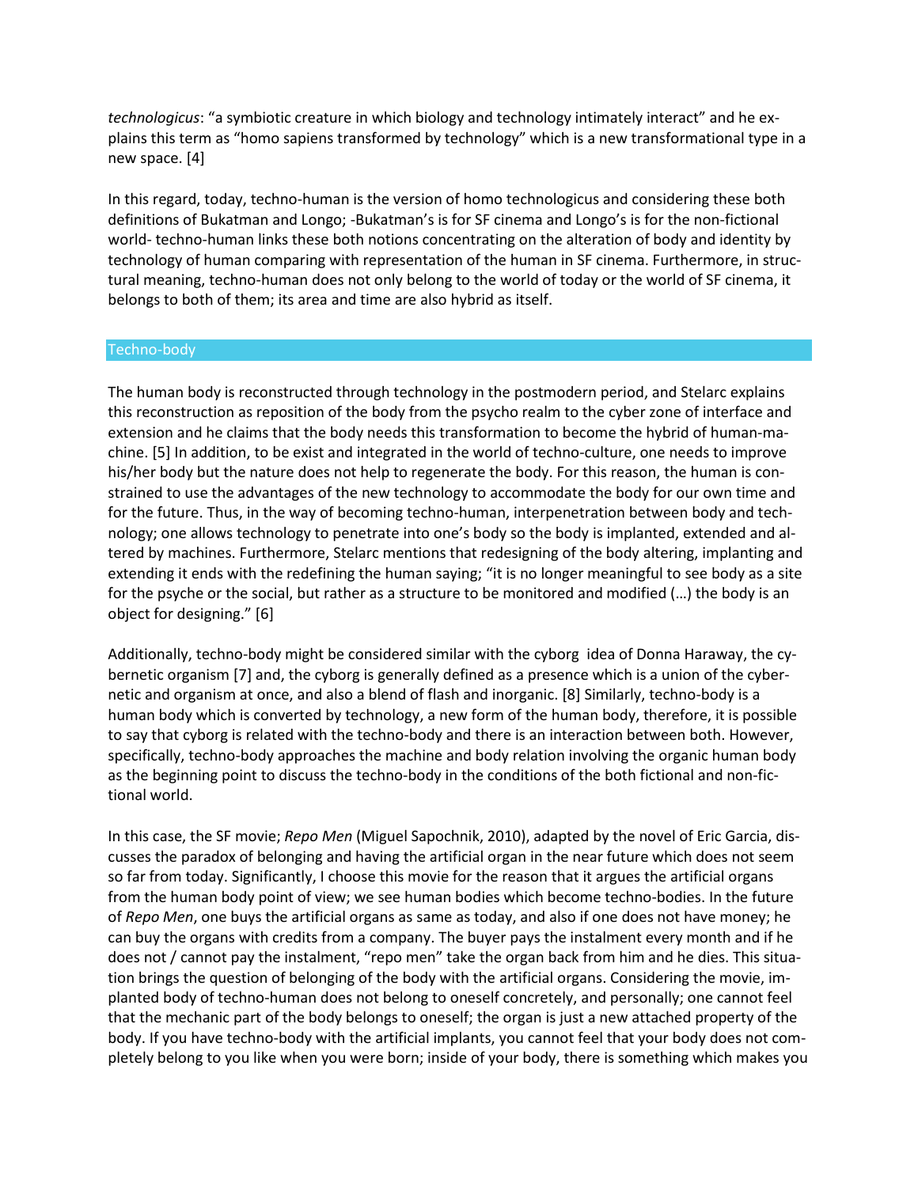*technologicus*: "a symbiotic creature in which biology and technology intimately interact" and he explains this term as "homo sapiens transformed by technology" which is a new transformational type in a new space. [4]

In this regard, today, techno-human is the version of homo technologicus and considering these both definitions of Bukatman and Longo; -Bukatman's is for SF cinema and Longo's is for the non-fictional world- techno-human links these both notions concentrating on the alteration of body and identity by technology of human comparing with representation of the human in SF cinema. Furthermore, in structural meaning, techno-human does not only belong to the world of today or the world of SF cinema, it belongs to both of them; its area and time are also hybrid as itself.

## Techno-body

The human body is reconstructed through technology in the postmodern period, and Stelarc explains this reconstruction as reposition of the body from the psycho realm to the cyber zone of interface and extension and he claims that the body needs this transformation to become the hybrid of human-machine. [5] In addition, to be exist and integrated in the world of techno-culture, one needs to improve his/her body but the nature does not help to regenerate the body. For this reason, the human is constrained to use the advantages of the new technology to accommodate the body for our own time and for the future. Thus, in the way of becoming techno-human, interpenetration between body and technology; one allows technology to penetrate into one's body so the body is implanted, extended and altered by machines. Furthermore, Stelarc mentions that redesigning of the body altering, implanting and extending it ends with the redefining the human saying; "it is no longer meaningful to see body as a site for the psyche or the social, but rather as a structure to be monitored and modified (…) the body is an object for designing." [6]

Additionally, techno-body might be considered similar with the cyborg idea of Donna Haraway, the cybernetic organism [7] and, the cyborg is generally defined as a presence which is a union of the cybernetic and organism at once, and also a blend of flash and inorganic. [8] Similarly, techno-body is a human body which is converted by technology, a new form of the human body, therefore, it is possible to say that cyborg is related with the techno-body and there is an interaction between both. However, specifically, techno-body approaches the machine and body relation involving the organic human body as the beginning point to discuss the techno-body in the conditions of the both fictional and non-fictional world.

In this case, the SF movie; *Repo Men* (Miguel Sapochnik, 2010), adapted by the novel of Eric Garcia, discusses the paradox of belonging and having the artificial organ in the near future which does not seem so far from today. Significantly, I choose this movie for the reason that it argues the artificial organs from the human body point of view; we see human bodies which become techno-bodies. In the future of *Repo Men*, one buys the artificial organs as same as today, and also if one does not have money; he can buy the organs with credits from a company. The buyer pays the instalment every month and if he does not / cannot pay the instalment, "repo men" take the organ back from him and he dies. This situation brings the question of belonging of the body with the artificial organs. Considering the movie, implanted body of techno-human does not belong to oneself concretely, and personally; one cannot feel that the mechanic part of the body belongs to oneself; the organ is just a new attached property of the body. If you have techno-body with the artificial implants, you cannot feel that your body does not completely belong to you like when you were born; inside of your body, there is something which makes you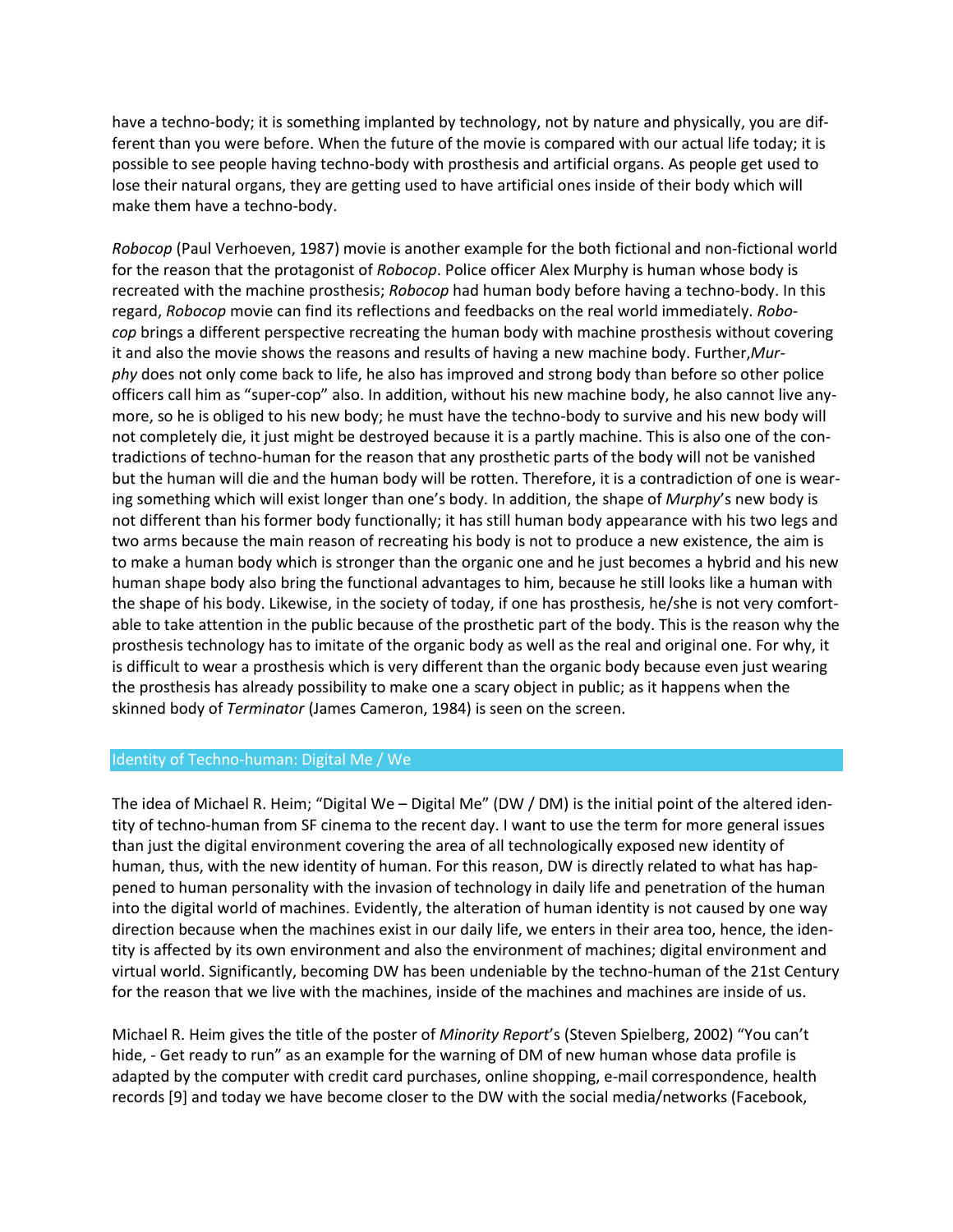have a techno-body; it is something implanted by technology, not by nature and physically, you are different than you were before. When the future of the movie is compared with our actual life today; it is possible to see people having techno-body with prosthesis and artificial organs. As people get used to lose their natural organs, they are getting used to have artificial ones inside of their body which will make them have a techno-body.

*Robocop* (Paul Verhoeven, 1987) movie is another example for the both fictional and non-fictional world for the reason that the protagonist of *Robocop*. Police officer Alex Murphy is human whose body is recreated with the machine prosthesis; *Robocop* had human body before having a techno-body. In this regard, *Robocop* movie can find its reflections and feedbacks on the real world immediately. *Robocop* brings a different perspective recreating the human body with machine prosthesis without covering it and also the movie shows the reasons and results of having a new machine body. Further,*Murphy* does not only come back to life, he also has improved and strong body than before so other police officers call him as "super-cop" also. In addition, without his new machine body, he also cannot live anymore, so he is obliged to his new body; he must have the techno-body to survive and his new body will not completely die, it just might be destroyed because it is a partly machine. This is also one of the contradictions of techno-human for the reason that any prosthetic parts of the body will not be vanished but the human will die and the human body will be rotten. Therefore, it is a contradiction of one is wearing something which will exist longer than one's body. In addition, the shape of *Murphy*'s new body is not different than his former body functionally; it has still human body appearance with his two legs and two arms because the main reason of recreating his body is not to produce a new existence, the aim is to make a human body which is stronger than the organic one and he just becomes a hybrid and his new human shape body also bring the functional advantages to him, because he still looks like a human with the shape of his body. Likewise, in the society of today, if one has prosthesis, he/she is not very comfortable to take attention in the public because of the prosthetic part of the body. This is the reason why the prosthesis technology has to imitate of the organic body as well as the real and original one. For why, it is difficult to wear a prosthesis which is very different than the organic body because even just wearing the prosthesis has already possibility to make one a scary object in public; as it happens when the skinned body of *Terminator* (James Cameron, 1984) is seen on the screen.

## Identity of Techno-human: Digital Me / We

The idea of Michael R. Heim; "Digital We – Digital Me" (DW / DM) is the initial point of the altered identity of techno-human from SF cinema to the recent day. I want to use the term for more general issues than just the digital environment covering the area of all technologically exposed new identity of human, thus, with the new identity of human. For this reason, DW is directly related to what has happened to human personality with the invasion of technology in daily life and penetration of the human into the digital world of machines. Evidently, the alteration of human identity is not caused by one way direction because when the machines exist in our daily life, we enters in their area too, hence, the identity is affected by its own environment and also the environment of machines; digital environment and virtual world. Significantly, becoming DW has been undeniable by the techno-human of the 21st Century for the reason that we live with the machines, inside of the machines and machines are inside of us.

Michael R. Heim gives the title of the poster of *Minority Report*'s (Steven Spielberg, 2002) "You can't hide, - Get ready to run" as an example for the warning of DM of new human whose data profile is adapted by the computer with credit card purchases, online shopping, e-mail correspondence, health records [9] and today we have become closer to the DW with the social media/networks (Facebook,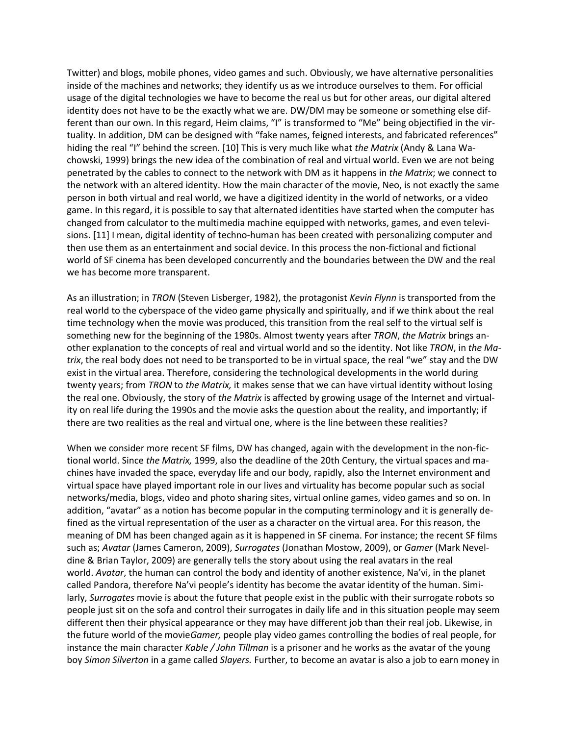Twitter) and blogs, mobile phones, video games and such. Obviously, we have alternative personalities inside of the machines and networks; they identify us as we introduce ourselves to them. For official usage of the digital technologies we have to become the real us but for other areas, our digital altered identity does not have to be the exactly what we are. DW/DM may be someone or something else different than our own. In this regard, Heim claims, "I" is transformed to "Me" being objectified in the virtuality. In addition, DM can be designed with "fake names, feigned interests, and fabricated references" hiding the real "I" behind the screen. [10] This is very much like what *the Matrix* (Andy & Lana Wachowski, 1999) brings the new idea of the combination of real and virtual world. Even we are not being penetrated by the cables to connect to the network with DM as it happens in *the Matrix*; we connect to the network with an altered identity. How the main character of the movie, Neo, is not exactly the same person in both virtual and real world, we have a digitized identity in the world of networks, or a video game. In this regard, it is possible to say that alternated identities have started when the computer has changed from calculator to the multimedia machine equipped with networks, games, and even televisions. [11] I mean, digital identity of techno-human has been created with personalizing computer and then use them as an entertainment and social device. In this process the non-fictional and fictional world of SF cinema has been developed concurrently and the boundaries between the DW and the real we has become more transparent.

As an illustration; in *TRON* (Steven Lisberger, 1982), the protagonist *Kevin Flynn* is transported from the real world to the cyberspace of the video game physically and spiritually, and if we think about the real time technology when the movie was produced, this transition from the real self to the virtual self is something new for the beginning of the 1980s. Almost twenty years after *TRON*, *the Matrix* brings another explanation to the concepts of real and virtual world and so the identity. Not like *TRON*, in *the Matrix*, the real body does not need to be transported to be in virtual space, the real "we" stay and the DW exist in the virtual area. Therefore, considering the technological developments in the world during twenty years; from *TRON* to *the Matrix,* it makes sense that we can have virtual identity without losing the real one. Obviously, the story of *the Matrix* is affected by growing usage of the Internet and virtuality on real life during the 1990s and the movie asks the question about the reality, and importantly; if there are two realities as the real and virtual one, where is the line between these realities?

When we consider more recent SF films, DW has changed, again with the development in the non-fictional world. Since *the Matrix,* 1999, also the deadline of the 20th Century, the virtual spaces and machines have invaded the space, everyday life and our body, rapidly, also the Internet environment and virtual space have played important role in our lives and virtuality has become popular such as social networks/media, blogs, video and photo sharing sites, virtual online games, video games and so on. In addition, "avatar" as a notion has become popular in the computing terminology and it is generally defined as the virtual representation of the user as a character on the virtual area. For this reason, the meaning of DM has been changed again as it is happened in SF cinema. For instance; the recent SF films such as; *Avatar* (James Cameron, 2009), *Surrogates* (Jonathan Mostow, 2009), or *Gamer* (Mark Neveldine & Brian Taylor, 2009) are generally tells the story about using the real avatars in the real world. *Avatar*, the human can control the body and identity of another existence, Na'vi, in the planet called Pandora, therefore Na'vi people's identity has become the avatar identity of the human. Similarly, *Surrogates* movie is about the future that people exist in the public with their surrogate robots so people just sit on the sofa and control their surrogates in daily life and in this situation people may seem different then their physical appearance or they may have different job than their real job. Likewise, in the future world of the movie*Gamer,* people play video games controlling the bodies of real people, for instance the main character *Kable / John Tillman* is a prisoner and he works as the avatar of the young boy *Simon Silverton* in a game called *Slayers.* Further, to become an avatar is also a job to earn money in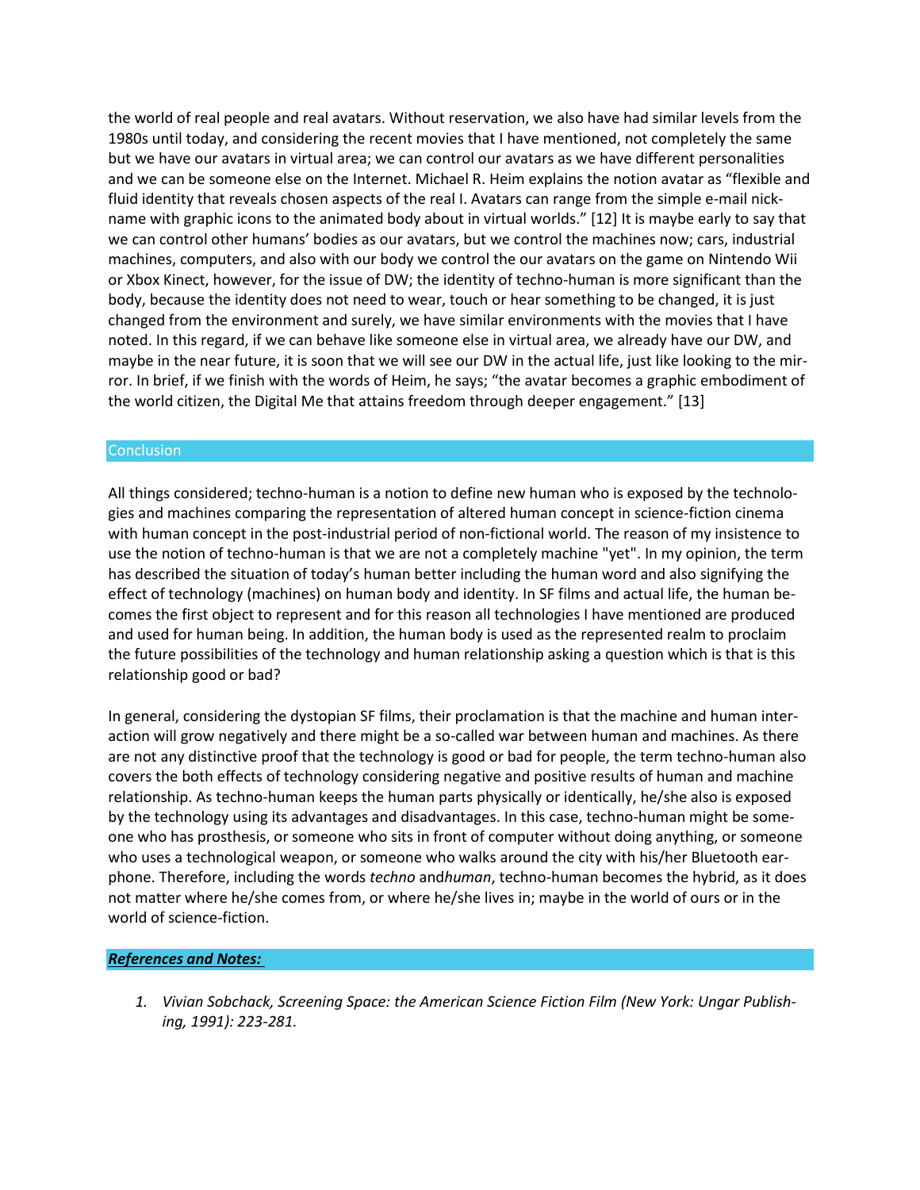the world of real people and real avatars. Without reservation, we also have had similar levels from the 1980s until today, and considering the recent movies that I have mentioned, not completely the same but we have our avatars in virtual area; we can control our avatars as we have different personalities and we can be someone else on the Internet. Michael R. Heim explains the notion avatar as "flexible and fluid identity that reveals chosen aspects of the real I. Avatars can range from the simple e-mail nick-name with graphic icons to the animated body about in virtual worlds." [12] It is maybe early to say that we can control other humans' bodies as our avatars, but we control the machines now; cars, industrial machines, computers, and also with our body we control the our avatars on the game on Nintendo Wii or Xbox Kinect, however, for the issue of DW; the identity of techno-human is more significant than the body, because the identity does not need to wear, touch or hear something to be changed, it is just changed from the environment and surely, we have similar environments with the movies that I have noted. In this regard, if we can behave like someone else in virtual area, we already have our DW, and maybe in the near future, it is soon that we will see our DW in the actual life, just like looking to the mir-ror. In brief, if we finish with the words of Heim, he says; "the avatar becomes a graphic embodiment of the world citizen, the Digital Me that attains freedom through deeper engagement." [13]

## Conclusion

All things considered; techno-human is a notion to define new human who is exposed by the technolo-gies and machines comparing the representation of altered human concept in science-fiction cinema with human concept in the post-industrial period of non-fictional world. The reason of my insistence to use the notion of techno-human is that we are not a completely machine "yet". In my opinion, the term has described the situation of today's human better including the human word and also signifying the effect of technology (machines) on human body and identity. In SF films and actual life, the human be-comes the first object to represent and for this reason all technologies I have mentioned are produced and used for human being. In addition, the human body is used as the represented realm to proclaim the future possibilities of the technology and human relationship asking a question which is that is this relationship good or bad?

In general, considering the dystopian SF films, their proclamation is that the machine and human inter-action will grow negatively and there might be a so-called war between human and machines. As there are not any distinctive proof that the technology is good or bad for people, the term techno-human also covers the both effects of technology considering negative and positive results of human and machine relationship. As techno-human keeps the human parts physically or identically, he/she also is exposed by the technology using its advantages and disadvantages. In this case, techno-human might be some-one who has prosthesis, or someone who sits in front of computer without doing anything, or someone who uses a technological weapon, or someone who walks around the city with his/her Bluetooth ear-phone. Therefore, including the words *techno* and*human*, techno-human becomes the hybrid, as it does not matter where he/she comes from, or where he/she lives in; maybe in the world of ours or in the world of science-fiction.

## ***References and Notes:***

1. *Vivian Sobchack, Screening Space: the American Science Fiction Film (New York: Ungar Publish-ing, 1991): 223-281.*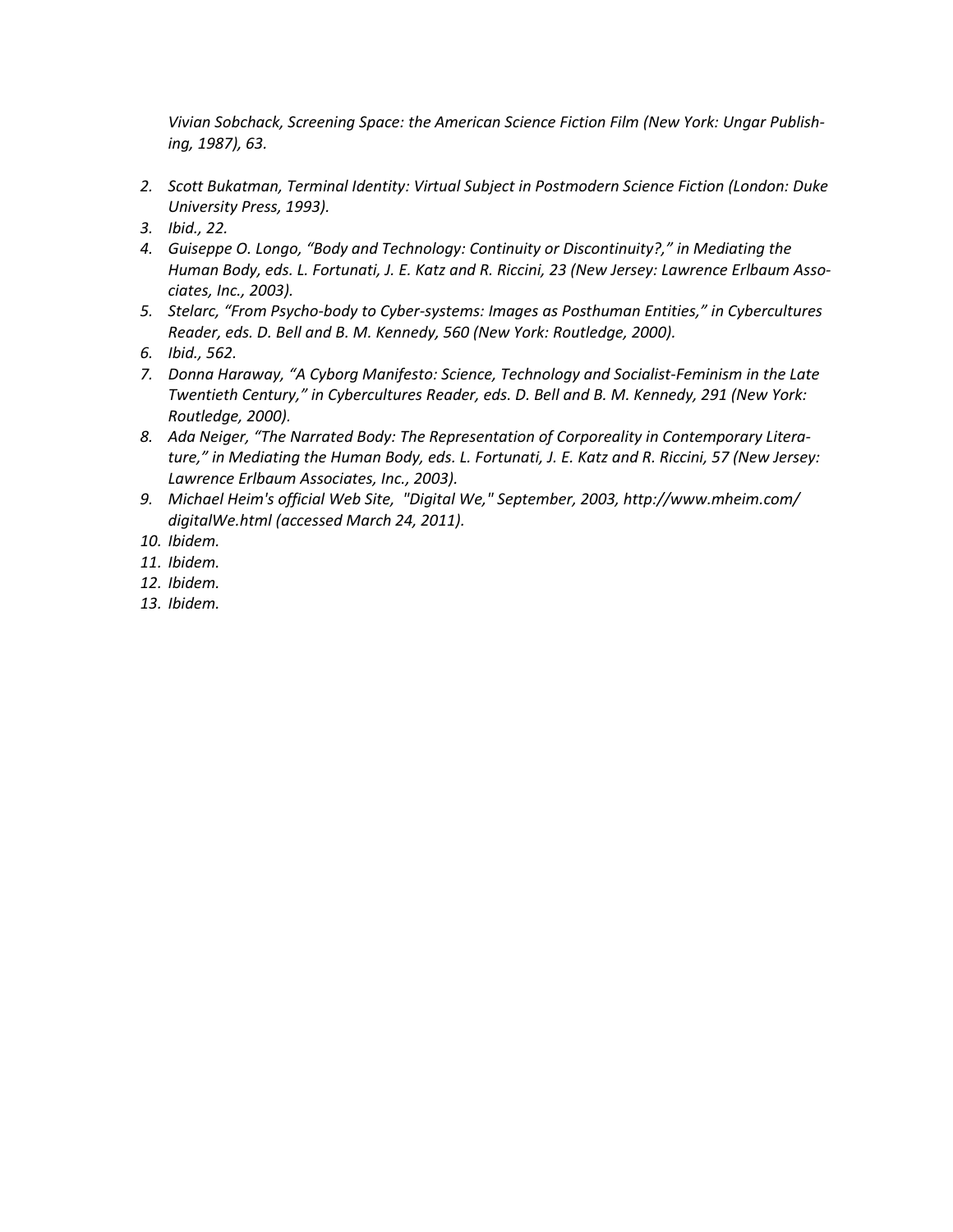*Vivian Sobchack, Screening Space: the American Science Fiction Film (New York: Ungar Publishing, 1987), 63.*

2. *Scott Bukatman, Terminal Identity: Virtual Subject in Postmodern Science Fiction (London: Duke University Press, 1993).*
3. *Ibid., 22.*
4. *Guiseppe O. Longo, "Body and Technology: Continuity or Discontinuity?," in Mediating the Human Body, eds. L. Fortunati, J. E. Katz and R. Riccini, 23 (New Jersey: Lawrence Erlbaum Associates, Inc., 2003).*
5. *Stelarc, "From Psycho-body to Cyber-systems: Images as Posthuman Entities," in Cybercultures Reader, eds. D. Bell and B. M. Kennedy, 560 (New York: Routledge, 2000).*
6. *Ibid., 562.*
7. *Donna Haraway, "A Cyborg Manifesto: Science, Technology and Socialist-Feminism in the Late Twentieth Century," in Cybercultures Reader, eds. D. Bell and B. M. Kennedy, 291 (New York: Routledge, 2000).*
8. *Ada Neiger, "The Narrated Body: The Representation of Corporeality in Contemporary Literature," in Mediating the Human Body, eds. L. Fortunati, J. E. Katz and R. Riccini, 57 (New Jersey: Lawrence Erlbaum Associates, Inc., 2003).*
9. *Michael Heim's official Web Site, "Digital We," September, 2003, http://www.mheim.com/digitalWe.html (accessed March 24, 2011).*
10. *Ibidem.*
11. *Ibidem.*
12. *Ibidem.*
13. *Ibidem.*